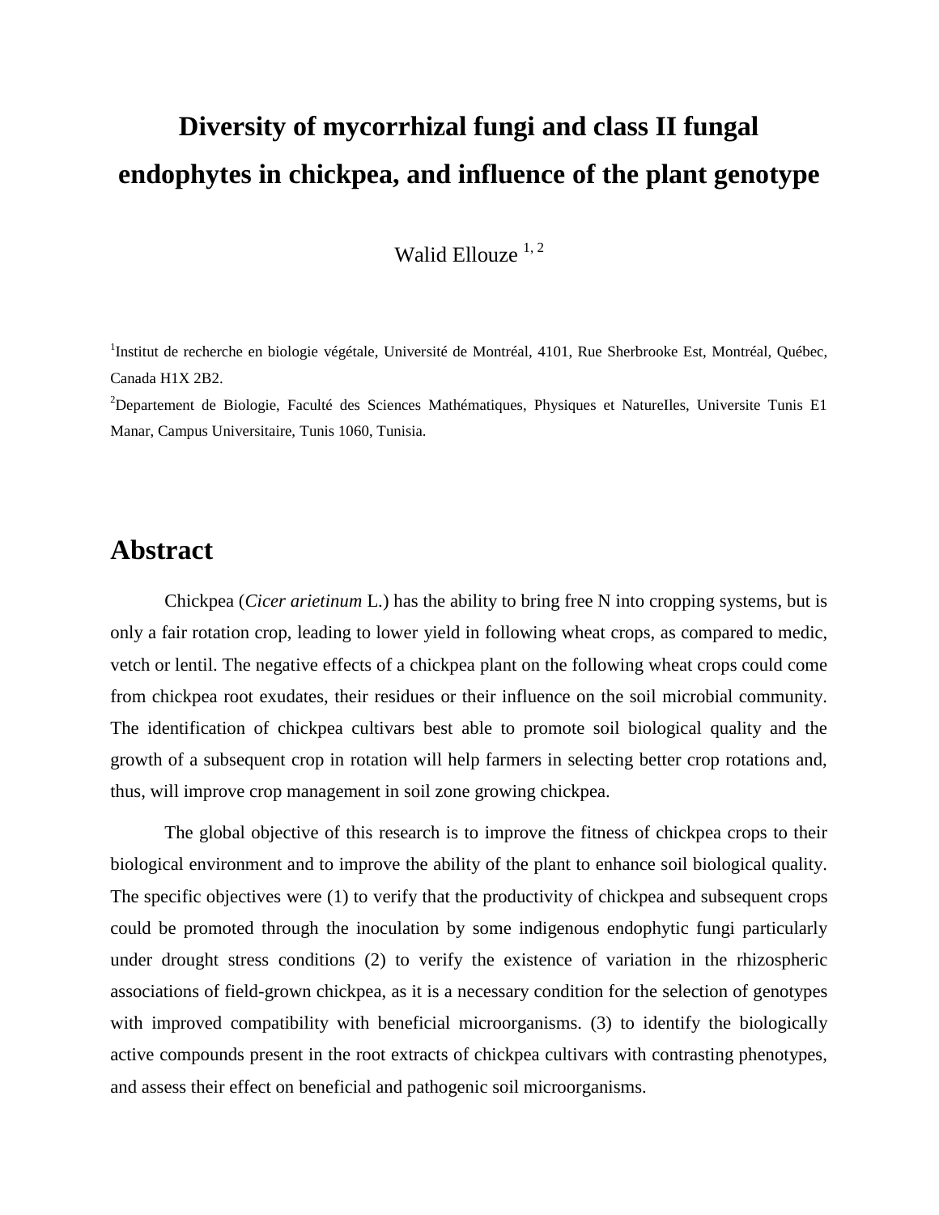# Diversity of mycorrhizal fungi and class II fungal endophytes in chickpea, and influence of the plant genotype

Walid Ellouze [1, 2]

[1]Institut de recherche en biologie végétale, Université de Montréal, 4101, Rue Sherbrooke Est, Montréal, Québec, Canada H1X 2B2.

[2]Departement de Biologie, Faculté des Sciences Mathématiques, Physiques et NatureIles, Universite Tunis E1 Manar, Campus Universitaire, Tunis 1060, Tunisia.

## Abstract

Chickpea (*Cicer arietinum* L.) has the ability to bring free N into cropping systems, but is only a fair rotation crop, leading to lower yield in following wheat crops, as compared to medic, vetch or lentil. The negative effects of a chickpea plant on the following wheat crops could come from chickpea root exudates, their residues or their influence on the soil microbial community. The identification of chickpea cultivars best able to promote soil biological quality and the growth of a subsequent crop in rotation will help farmers in selecting better crop rotations and, thus, will improve crop management in soil zone growing chickpea.

The global objective of this research is to improve the fitness of chickpea crops to their biological environment and to improve the ability of the plant to enhance soil biological quality. The specific objectives were (1) to verify that the productivity of chickpea and subsequent crops could be promoted through the inoculation by some indigenous endophytic fungi particularly under drought stress conditions (2) to verify the existence of variation in the rhizospheric associations of field-grown chickpea, as it is a necessary condition for the selection of genotypes with improved compatibility with beneficial microorganisms. (3) to identify the biologically active compounds present in the root extracts of chickpea cultivars with contrasting phenotypes, and assess their effect on beneficial and pathogenic soil microorganisms.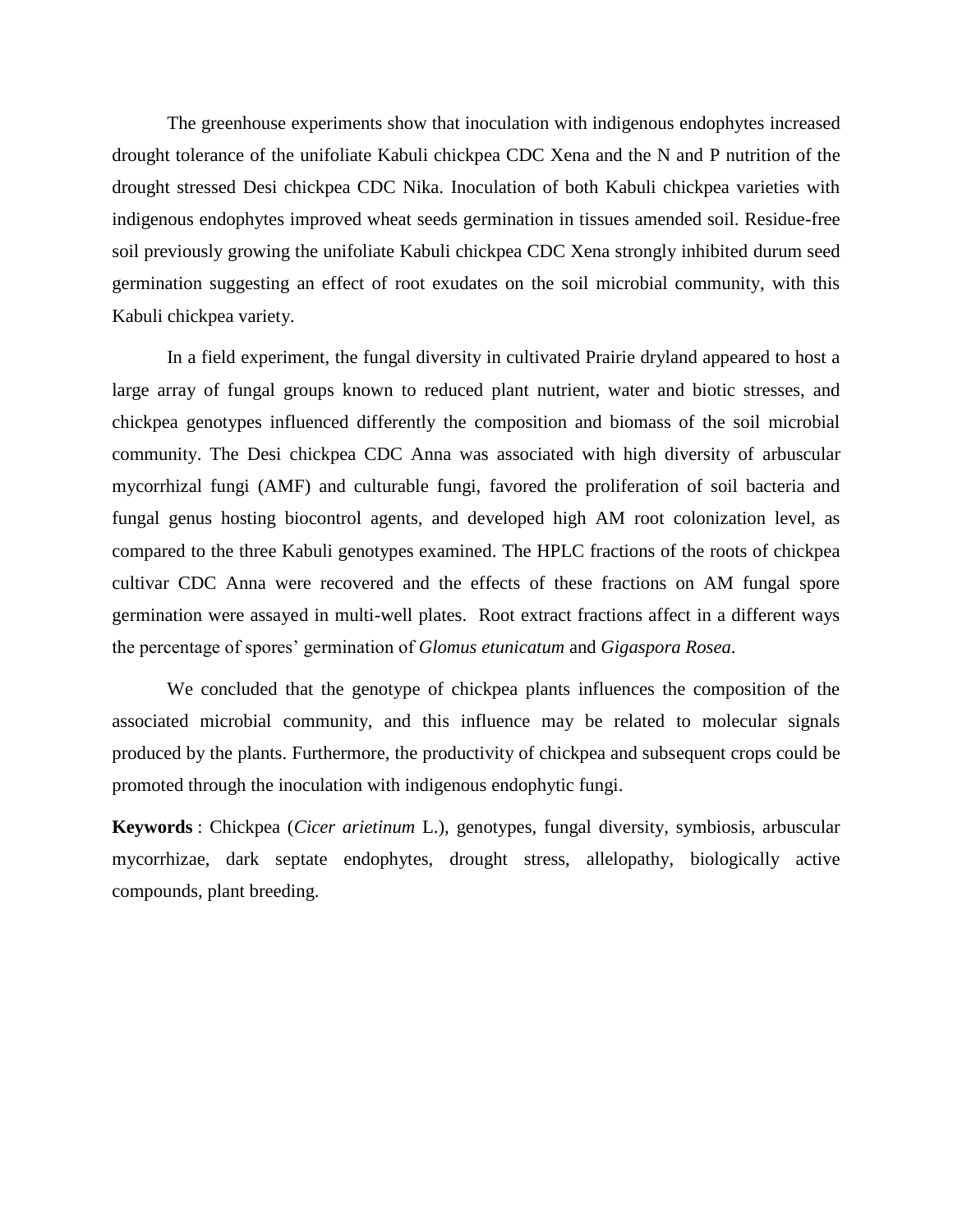The greenhouse experiments show that inoculation with indigenous endophytes increased drought tolerance of the unifoliate Kabuli chickpea CDC Xena and the N and P nutrition of the drought stressed Desi chickpea CDC Nika. Inoculation of both Kabuli chickpea varieties with indigenous endophytes improved wheat seeds germination in tissues amended soil. Residue-free soil previously growing the unifoliate Kabuli chickpea CDC Xena strongly inhibited durum seed germination suggesting an effect of root exudates on the soil microbial community, with this Kabuli chickpea variety.

In a field experiment, the fungal diversity in cultivated Prairie dryland appeared to host a large array of fungal groups known to reduced plant nutrient, water and biotic stresses, and chickpea genotypes influenced differently the composition and biomass of the soil microbial community. The Desi chickpea CDC Anna was associated with high diversity of arbuscular mycorrhizal fungi (AMF) and culturable fungi, favored the proliferation of soil bacteria and fungal genus hosting biocontrol agents, and developed high AM root colonization level, as compared to the three Kabuli genotypes examined. The HPLC fractions of the roots of chickpea cultivar CDC Anna were recovered and the effects of these fractions on AM fungal spore germination were assayed in multi-well plates. Root extract fractions affect in a different ways the percentage of spores' germination of *Glomus etunicatum* and *Gigaspora Rosea*.

We concluded that the genotype of chickpea plants influences the composition of the associated microbial community, and this influence may be related to molecular signals produced by the plants. Furthermore, the productivity of chickpea and subsequent crops could be promoted through the inoculation with indigenous endophytic fungi.

**Keywords** : Chickpea (*Cicer arietinum* L.), genotypes, fungal diversity, symbiosis, arbuscular mycorrhizae, dark septate endophytes, drought stress, allelopathy, biologically active compounds, plant breeding.